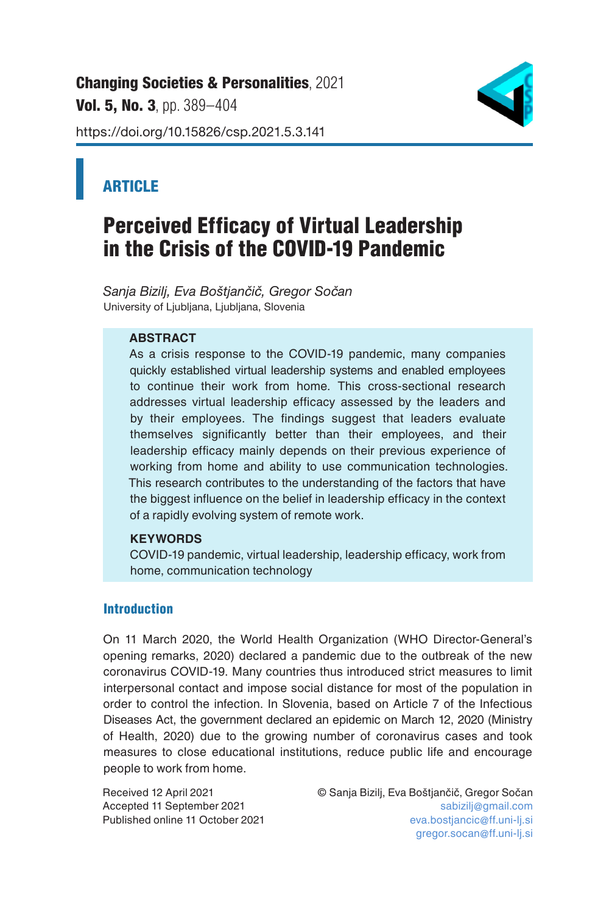**Changing Societies & Personalities**, 2021
**Vol. 5, No. 3**, pp. 389–404
https://doi.org/10.15826/csp.2021.5.3.141

## ARTICLE

# Perceived Efficacy of Virtual Leadership in the Crisis of the COVID-19 Pandemic

*Sanja Bizilj, Eva Boštjančič, Gregor Sočan*
University of Ljubljana, Ljubljana, Slovenia

**ABSTRACT**

As a crisis response to the COVID-19 pandemic, many companies quickly established virtual leadership systems and enabled employees to continue their work from home. This cross-sectional research addresses virtual leadership efficacy assessed by the leaders and by their employees. The findings suggest that leaders evaluate themselves significantly better than their employees, and their leadership efficacy mainly depends on their previous experience of working from home and ability to use communication technologies. This research contributes to the understanding of the factors that have the biggest influence on the belief in leadership efficacy in the context of a rapidly evolving system of remote work.

**KEYWORDS**

COVID-19 pandemic, virtual leadership, leadership efficacy, work from home, communication technology

## Introduction

On 11 March 2020, the World Health Organization (WHO Director-General's opening remarks, 2020) declared a pandemic due to the outbreak of the new coronavirus COVID-19. Many countries thus introduced strict measures to limit interpersonal contact and impose social distance for most of the population in order to control the infection. In Slovenia, based on Article 7 of the Infectious Diseases Act, the government declared an epidemic on March 12, 2020 (Ministry of Health, 2020) due to the growing number of coronavirus cases and took measures to close educational institutions, reduce public life and encourage people to work from home.

Received 12 April 2021
Accepted 11 September 2021
Published online 11 October 2021

© Sanja Bizilj, Eva Boštjančič, Gregor Sočan
sabizilj@gmail.com
eva.bostjancic@ff.uni-lj.si
gregor.socan@ff.uni-lj.si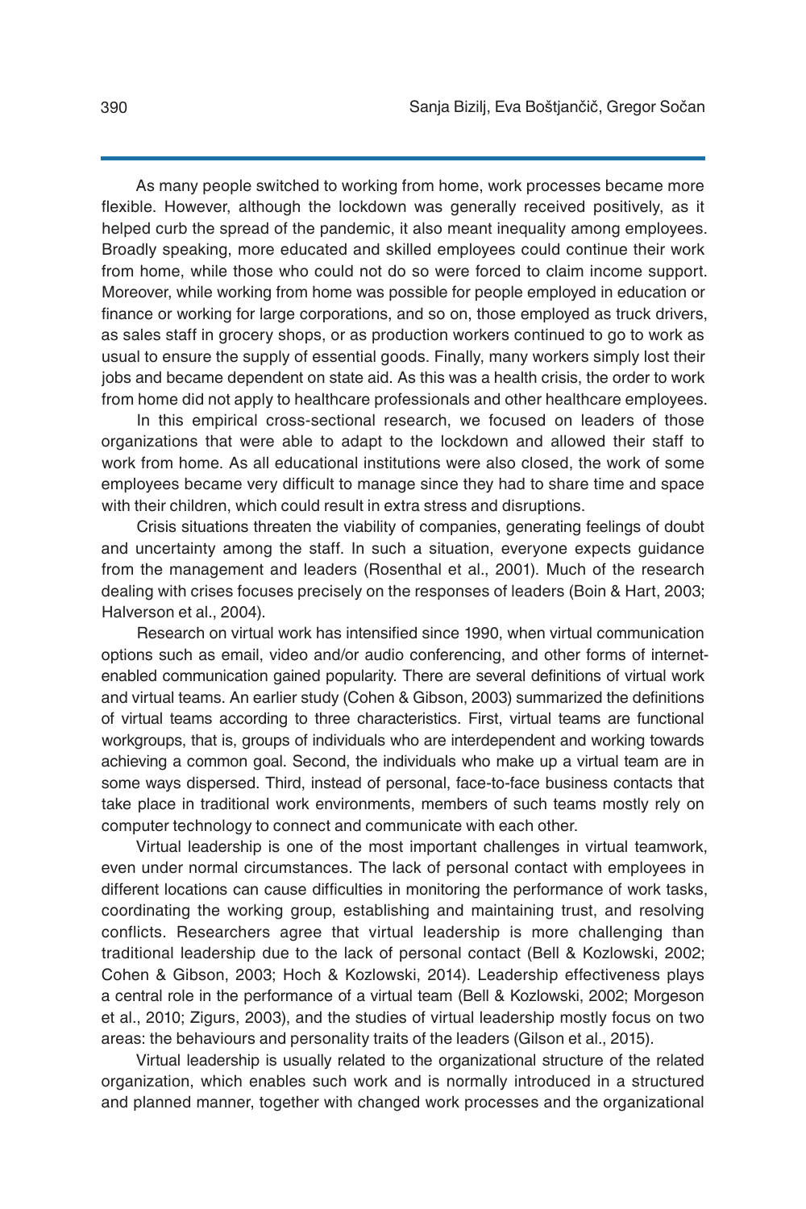As many people switched to working from home, work processes became more flexible. However, although the lockdown was generally received positively, as it helped curb the spread of the pandemic, it also meant inequality among employees. Broadly speaking, more educated and skilled employees could continue their work from home, while those who could not do so were forced to claim income support. Moreover, while working from home was possible for people employed in education or finance or working for large corporations, and so on, those employed as truck drivers, as sales staff in grocery shops, or as production workers continued to go to work as usual to ensure the supply of essential goods. Finally, many workers simply lost their jobs and became dependent on state aid. As this was a health crisis, the order to work from home did not apply to healthcare professionals and other healthcare employees.

In this empirical cross-sectional research, we focused on leaders of those organizations that were able to adapt to the lockdown and allowed their staff to work from home. As all educational institutions were also closed, the work of some employees became very difficult to manage since they had to share time and space with their children, which could result in extra stress and disruptions.

Crisis situations threaten the viability of companies, generating feelings of doubt and uncertainty among the staff. In such a situation, everyone expects guidance from the management and leaders (Rosenthal et al., 2001). Much of the research dealing with crises focuses precisely on the responses of leaders (Boin & Hart, 2003; Halverson et al., 2004).

Research on virtual work has intensified since 1990, when virtual communication options such as email, video and/or audio conferencing, and other forms of internet-enabled communication gained popularity. There are several definitions of virtual work and virtual teams. An earlier study (Cohen & Gibson, 2003) summarized the definitions of virtual teams according to three characteristics. First, virtual teams are functional workgroups, that is, groups of individuals who are interdependent and working towards achieving a common goal. Second, the individuals who make up a virtual team are in some ways dispersed. Third, instead of personal, face-to-face business contacts that take place in traditional work environments, members of such teams mostly rely on computer technology to connect and communicate with each other.

Virtual leadership is one of the most important challenges in virtual teamwork, even under normal circumstances. The lack of personal contact with employees in different locations can cause difficulties in monitoring the performance of work tasks, coordinating the working group, establishing and maintaining trust, and resolving conflicts. Researchers agree that virtual leadership is more challenging than traditional leadership due to the lack of personal contact (Bell & Kozlowski, 2002; Cohen & Gibson, 2003; Hoch & Kozlowski, 2014). Leadership effectiveness plays a central role in the performance of a virtual team (Bell & Kozlowski, 2002; Morgeson et al., 2010; Zigurs, 2003), and the studies of virtual leadership mostly focus on two areas: the behaviours and personality traits of the leaders (Gilson et al., 2015).

Virtual leadership is usually related to the organizational structure of the related organization, which enables such work and is normally introduced in a structured and planned manner, together with changed work processes and the organizational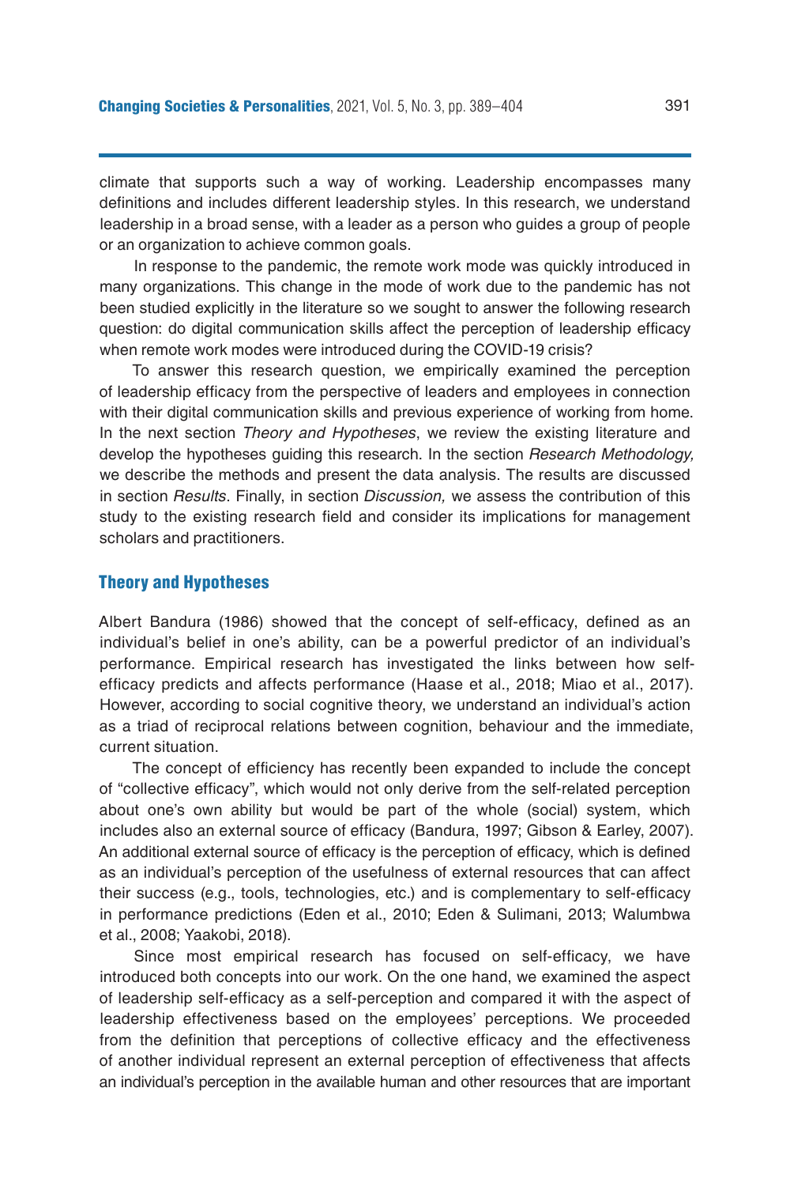climate that supports such a way of working. Leadership encompasses many definitions and includes different leadership styles. In this research, we understand leadership in a broad sense, with a leader as a person who guides a group of people or an organization to achieve common goals.

In response to the pandemic, the remote work mode was quickly introduced in many organizations. This change in the mode of work due to the pandemic has not been studied explicitly in the literature so we sought to answer the following research question: do digital communication skills affect the perception of leadership efficacy when remote work modes were introduced during the COVID-19 crisis?

To answer this research question, we empirically examined the perception of leadership efficacy from the perspective of leaders and employees in connection with their digital communication skills and previous experience of working from home. In the next section *Theory and Hypotheses*, we review the existing literature and develop the hypotheses guiding this research. In the section *Research Methodology,* we describe the methods and present the data analysis. The results are discussed in section *Results*. Finally, in section *Discussion,* we assess the contribution of this study to the existing research field and consider its implications for management scholars and practitioners.

## Theory and Hypotheses

Albert Bandura (1986) showed that the concept of self-efficacy, defined as an individual's belief in one's ability, can be a powerful predictor of an individual's performance. Empirical research has investigated the links between how self-efficacy predicts and affects performance (Haase et al., 2018; Miao et al., 2017). However, according to social cognitive theory, we understand an individual's action as a triad of reciprocal relations between cognition, behaviour and the immediate, current situation.

The concept of efficiency has recently been expanded to include the concept of "collective efficacy", which would not only derive from the self-related perception about one's own ability but would be part of the whole (social) system, which includes also an external source of efficacy (Bandura, 1997; Gibson & Earley, 2007). An additional external source of efficacy is the perception of efficacy, which is defined as an individual's perception of the usefulness of external resources that can affect their success (e.g., tools, technologies, etc.) and is complementary to self-efficacy in performance predictions (Eden et al., 2010; Eden & Sulimani, 2013; Walumbwa et al., 2008; Yaakobi, 2018).

Since most empirical research has focused on self-efficacy, we have introduced both concepts into our work. On the one hand, we examined the aspect of leadership self-efficacy as a self-perception and compared it with the aspect of leadership effectiveness based on the employees' perceptions. We proceeded from the definition that perceptions of collective efficacy and the effectiveness of another individual represent an external perception of effectiveness that affects an individual's perception in the available human and other resources that are important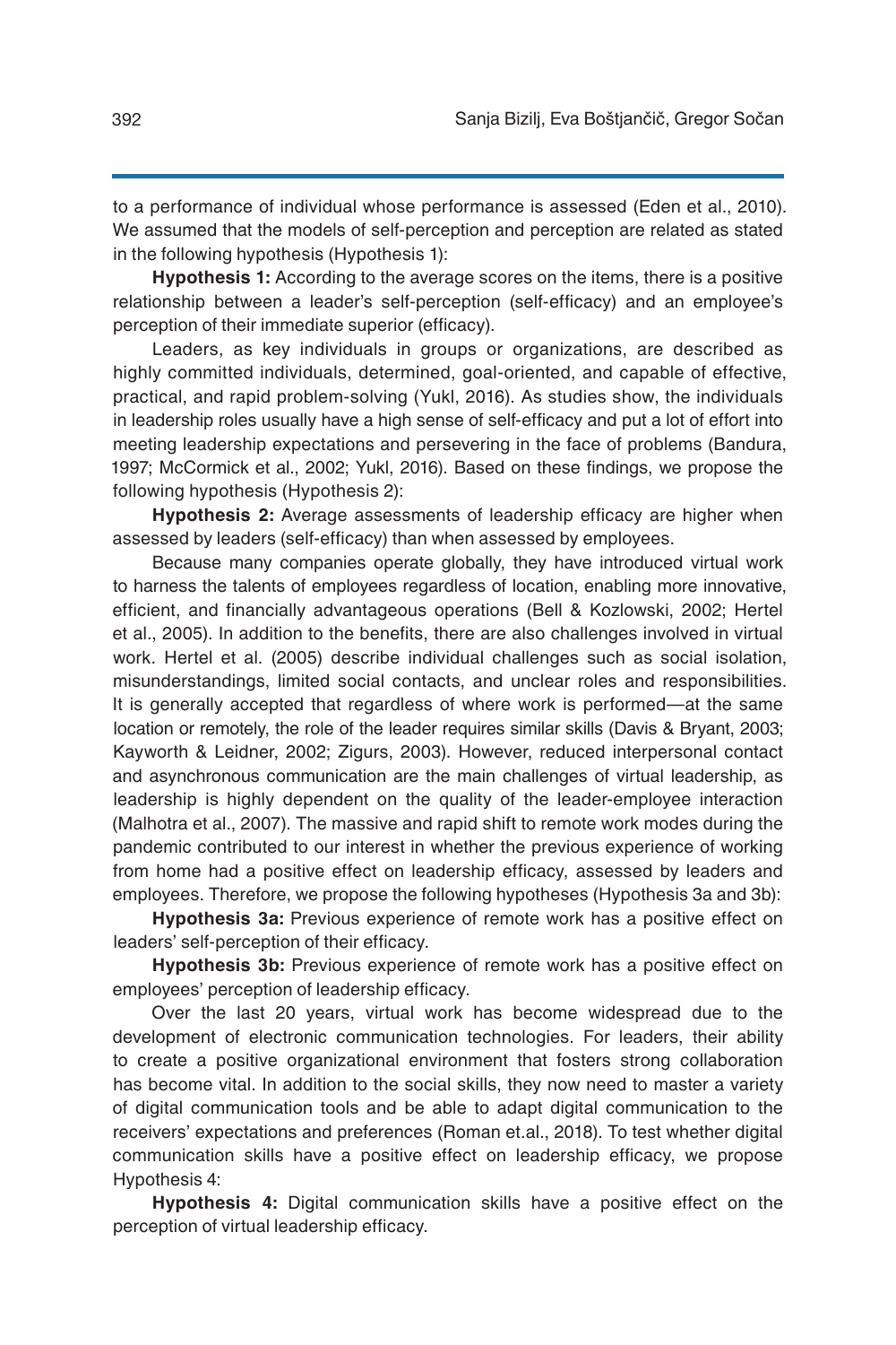to a performance of individual whose performance is assessed (Eden et al., 2010). We assumed that the models of self-perception and perception are related as stated in the following hypothesis (Hypothesis 1):

**Hypothesis 1:** According to the average scores on the items, there is a positive relationship between a leader's self-perception (self-efficacy) and an employee's perception of their immediate superior (efficacy).

Leaders, as key individuals in groups or organizations, are described as highly committed individuals, determined, goal-oriented, and capable of effective, practical, and rapid problem-solving (Yukl, 2016). As studies show, the individuals in leadership roles usually have a high sense of self-efficacy and put a lot of effort into meeting leadership expectations and persevering in the face of problems (Bandura, 1997; McCormick et al., 2002; Yukl, 2016). Based on these findings, we propose the following hypothesis (Hypothesis 2):

**Hypothesis 2:** Average assessments of leadership efficacy are higher when assessed by leaders (self-efficacy) than when assessed by employees.

Because many companies operate globally, they have introduced virtual work to harness the talents of employees regardless of location, enabling more innovative, efficient, and financially advantageous operations (Bell & Kozlowski, 2002; Hertel et al., 2005). In addition to the benefits, there are also challenges involved in virtual work. Hertel et al. (2005) describe individual challenges such as social isolation, misunderstandings, limited social contacts, and unclear roles and responsibilities. It is generally accepted that regardless of where work is performed—at the same location or remotely, the role of the leader requires similar skills (Davis & Bryant, 2003; Kayworth & Leidner, 2002; Zigurs, 2003). However, reduced interpersonal contact and asynchronous communication are the main challenges of virtual leadership, as leadership is highly dependent on the quality of the leader-employee interaction (Malhotra et al., 2007). The massive and rapid shift to remote work modes during the pandemic contributed to our interest in whether the previous experience of working from home had a positive effect on leadership efficacy, assessed by leaders and employees. Therefore, we propose the following hypotheses (Hypothesis 3a and 3b):

**Hypothesis 3a:** Previous experience of remote work has a positive effect on leaders' self-perception of their efficacy.

**Hypothesis 3b:** Previous experience of remote work has a positive effect on employees' perception of leadership efficacy.

Over the last 20 years, virtual work has become widespread due to the development of electronic communication technologies. For leaders, their ability to create a positive organizational environment that fosters strong collaboration has become vital. In addition to the social skills, they now need to master a variety of digital communication tools and be able to adapt digital communication to the receivers' expectations and preferences (Roman et.al., 2018). To test whether digital communication skills have a positive effect on leadership efficacy, we propose Hypothesis 4:

**Hypothesis 4:** Digital communication skills have a positive effect on the perception of virtual leadership efficacy.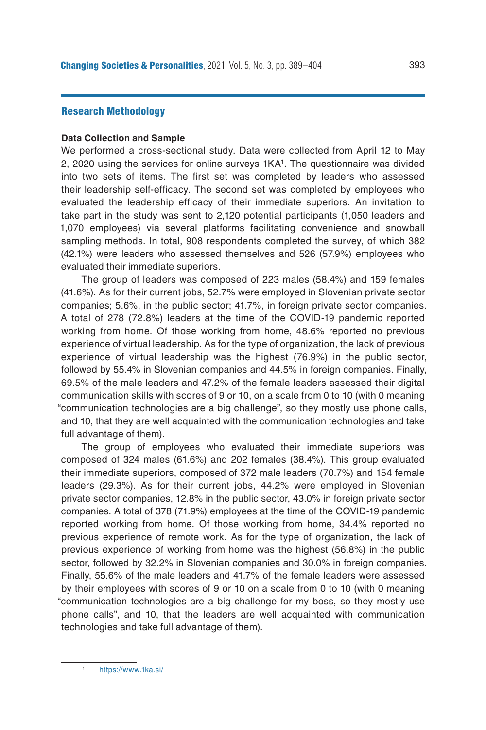## Research Methodology

### Data Collection and Sample

We performed a cross-sectional study. Data were collected from April 12 to May 2, 2020 using the services for online surveys 1KA[1]. The questionnaire was divided into two sets of items. The first set was completed by leaders who assessed their leadership self-efficacy. The second set was completed by employees who evaluated the leadership efficacy of their immediate superiors. An invitation to take part in the study was sent to 2,120 potential participants (1,050 leaders and 1,070 employees) via several platforms facilitating convenience and snowball sampling methods. In total, 908 respondents completed the survey, of which 382 (42.1%) were leaders who assessed themselves and 526 (57.9%) employees who evaluated their immediate superiors.

The group of leaders was composed of 223 males (58.4%) and 159 females (41.6%). As for their current jobs, 52.7% were employed in Slovenian private sector companies; 5.6%, in the public sector; 41.7%, in foreign private sector companies. A total of 278 (72.8%) leaders at the time of the COVID-19 pandemic reported working from home. Of those working from home, 48.6% reported no previous experience of virtual leadership. As for the type of organization, the lack of previous experience of virtual leadership was the highest (76.9%) in the public sector, followed by 55.4% in Slovenian companies and 44.5% in foreign companies. Finally, 69.5% of the male leaders and 47.2% of the female leaders assessed their digital communication skills with scores of 9 or 10, on a scale from 0 to 10 (with 0 meaning "communication technologies are a big challenge", so they mostly use phone calls, and 10, that they are well acquainted with the communication technologies and take full advantage of them).

The group of employees who evaluated their immediate superiors was composed of 324 males (61.6%) and 202 females (38.4%). This group evaluated their immediate superiors, composed of 372 male leaders (70.7%) and 154 female leaders (29.3%). As for their current jobs, 44.2% were employed in Slovenian private sector companies, 12.8% in the public sector, 43.0% in foreign private sector companies. A total of 378 (71.9%) employees at the time of the COVID-19 pandemic reported working from home. Of those working from home, 34.4% reported no previous experience of remote work. As for the type of organization, the lack of previous experience of working from home was the highest (56.8%) in the public sector, followed by 32.2% in Slovenian companies and 30.0% in foreign companies. Finally, 55.6% of the male leaders and 41.7% of the female leaders were assessed by their employees with scores of 9 or 10 on a scale from 0 to 10 (with 0 meaning "communication technologies are a big challenge for my boss, so they mostly use phone calls", and 10, that the leaders are well acquainted with communication technologies and take full advantage of them).

---

[1] https://www.1ka.si/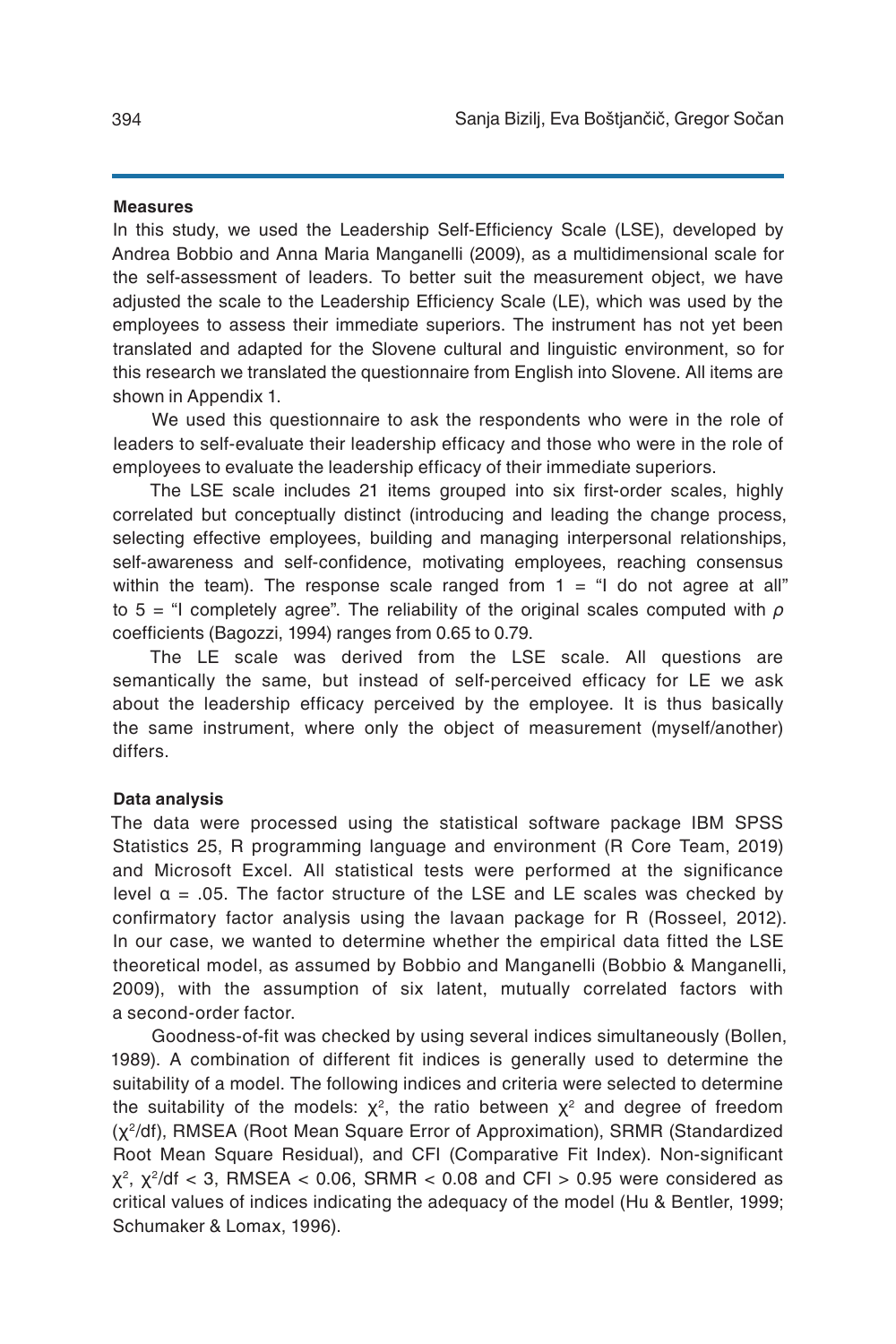### Measures

In this study, we used the Leadership Self-Efficiency Scale (LSE), developed by Andrea Bobbio and Anna Maria Manganelli (2009), as a multidimensional scale for the self-assessment of leaders. To better suit the measurement object, we have adjusted the scale to the Leadership Efficiency Scale (LE), which was used by the employees to assess their immediate superiors. The instrument has not yet been translated and adapted for the Slovene cultural and linguistic environment, so for this research we translated the questionnaire from English into Slovene. All items are shown in Appendix 1.

We used this questionnaire to ask the respondents who were in the role of leaders to self-evaluate their leadership efficacy and those who were in the role of employees to evaluate the leadership efficacy of their immediate superiors.

The LSE scale includes 21 items grouped into six first-order scales, highly correlated but conceptually distinct (introducing and leading the change process, selecting effective employees, building and managing interpersonal relationships, self-awareness and self-confidence, motivating employees, reaching consensus within the team). The response scale ranged from 1 = "I do not agree at all" to 5 = "I completely agree". The reliability of the original scales computed with $\rho$ coefficients (Bagozzi, 1994) ranges from 0.65 to 0.79.

The LE scale was derived from the LSE scale. All questions are semantically the same, but instead of self-perceived efficacy for LE we ask about the leadership efficacy perceived by the employee. It is thus basically the same instrument, where only the object of measurement (myself/another) differs.

### Data analysis

The data were processed using the statistical software package IBM SPSS Statistics 25, R programming language and environment (R Core Team, 2019) and Microsoft Excel. All statistical tests were performed at the significance level $\alpha = .05$. The factor structure of the LSE and LE scales was checked by confirmatory factor analysis using the lavaan package for R (Rosseel, 2012). In our case, we wanted to determine whether the empirical data fitted the LSE theoretical model, as assumed by Bobbio and Manganelli (Bobbio & Manganelli, 2009), with the assumption of six latent, mutually correlated factors with a second-order factor.

Goodness-of-fit was checked by using several indices simultaneously (Bollen, 1989). A combination of different fit indices is generally used to determine the suitability of a model. The following indices and criteria were selected to determine the suitability of the models: $\chi^2$, the ratio between $\chi^2$ and degree of freedom ($\chi^2/df$), RMSEA (Root Mean Square Error of Approximation), SRMR (Standardized Root Mean Square Residual), and CFI (Comparative Fit Index). Non-significant $\chi^2$, $\chi^2/df < 3$, RMSEA $< 0.06$, SRMR $< 0.08$ and CFI $> 0.95$ were considered as critical values of indices indicating the adequacy of the model (Hu & Bentler, 1999; Schumaker & Lomax, 1996).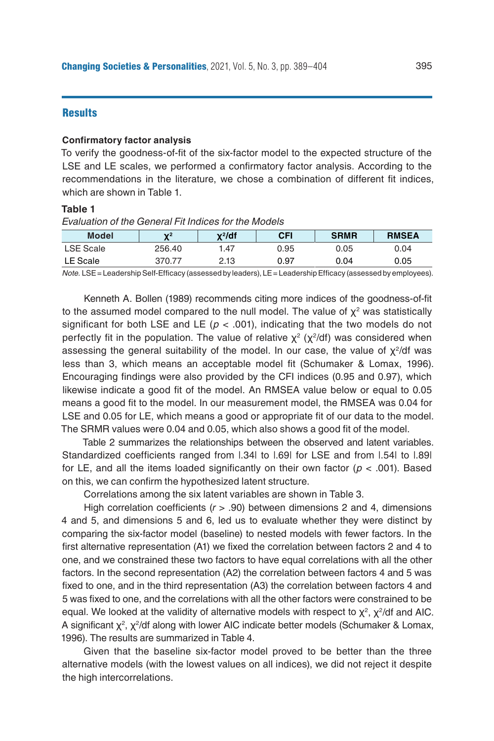## Results

### Confirmatory factor analysis

To verify the goodness-of-fit of the six-factor model to the expected structure of the LSE and LE scales, we performed a confirmatory factor analysis. According to the recommendations in the literature, we chose a combination of different fit indices, which are shown in Table 1.

**Table 1**

*Evaluation of the General Fit Indices for the Models*

| Model | $\chi^2$ | $\chi^2$/df | CFI | SRMR | RMSEA |
|---|---|---|---|---|---|
| LSE Scale | 256.40 | 1.47 | 0.95 | 0.05 | 0.04 |
| LE Scale | 370.77 | 2.13 | 0.97 | 0.04 | 0.05 |

*Note.* LSE = Leadership Self-Efficacy (assessed by leaders), LE = Leadership Efficacy (assessed by employees).

Kenneth A. Bollen (1989) recommends citing more indices of the goodness-of-fit to the assumed model compared to the null model. The value of $\chi^2$ was statistically significant for both LSE and LE ($p < .001$), indicating that the two models do not perfectly fit in the population. The value of relative $\chi^2$ ($\chi^2$/df) was considered when assessing the general suitability of the model. In our case, the value of $\chi^2$/df was less than 3, which means an acceptable model fit (Schumaker & Lomax, 1996). Encouraging findings were also provided by the CFI indices (0.95 and 0.97), which likewise indicate a good fit of the model. An RMSEA value below or equal to 0.05 means a good fit to the model. In our measurement model, the RMSEA was 0.04 for LSE and 0.05 for LE, which means a good or appropriate fit of our data to the model. The SRMR values were 0.04 and 0.05, which also shows a good fit of the model.

Table 2 summarizes the relationships between the observed and latent variables. Standardized coefficients ranged from |.34| to |.69| for LSE and from |.54| to |.89| for LE, and all the items loaded significantly on their own factor ($p < .001$). Based on this, we can confirm the hypothesized latent structure.

Correlations among the six latent variables are shown in Table 3.

High correlation coefficients ($r > .90$) between dimensions 2 and 4, dimensions 4 and 5, and dimensions 5 and 6, led us to evaluate whether they were distinct by comparing the six-factor model (baseline) to nested models with fewer factors. In the first alternative representation (A1) we fixed the correlation between factors 2 and 4 to one, and we constrained these two factors to have equal correlations with all the other factors. In the second representation (A2) the correlation between factors 4 and 5 was fixed to one, and in the third representation (A3) the correlation between factors 4 and 5 was fixed to one, and the correlations with all the other factors were constrained to be equal. We looked at the validity of alternative models with respect to $\chi^2$, $\chi^2$/df and AIC. A significant $\chi^2$, $\chi^2$/df along with lower AIC indicate better models (Schumaker & Lomax, 1996). The results are summarized in Table 4.

Given that the baseline six-factor model proved to be better than the three alternative models (with the lowest values on all indices), we did not reject it despite the high intercorrelations.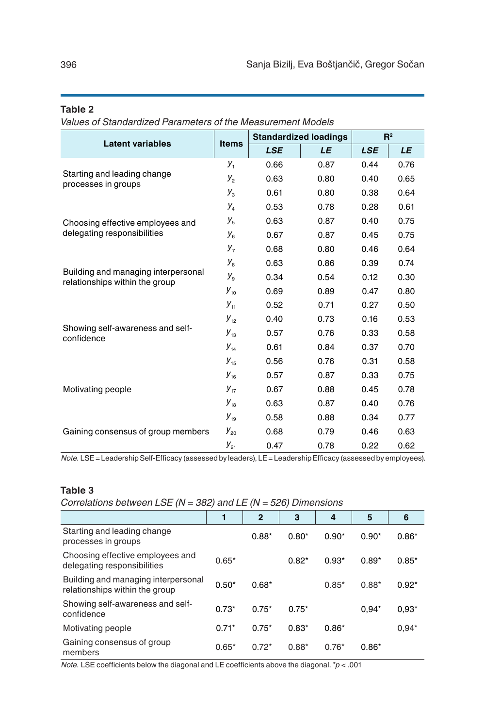**Table 2**

*Values of Standardized Parameters of the Measurement Models*

| Latent variables | Items | Standardized loadings | | $R^2$ | |
|---|---|---|---|---|---|
| | | *LSE* | *LE* | *LSE* | *LE* |
| Starting and leading change processes in groups | $y_1$ | 0.66 | 0.87 | 0.44 | 0.76 |
| | $y_2$ | 0.63 | 0.80 | 0.40 | 0.65 |
| | $y_3$ | 0.61 | 0.80 | 0.38 | 0.64 |
| Choosing effective employees and delegating responsibilities | $y_4$ | 0.53 | 0.78 | 0.28 | 0.61 |
| | $y_5$ | 0.63 | 0.87 | 0.40 | 0.75 |
| | $y_6$ | 0.67 | 0.87 | 0.45 | 0.75 |
| | $y_7$ | 0.68 | 0.80 | 0.46 | 0.64 |
| Building and managing interpersonal relationships within the group | $y_8$ | 0.63 | 0.86 | 0.39 | 0.74 |
| | $y_9$ | 0.34 | 0.54 | 0.12 | 0.30 |
| | $y_{10}$ | 0.69 | 0.89 | 0.47 | 0.80 |
| | $y_{11}$ | 0.52 | 0.71 | 0.27 | 0.50 |
| Showing self-awareness and self-confidence | $y_{12}$ | 0.40 | 0.73 | 0.16 | 0.53 |
| | $y_{13}$ | 0.57 | 0.76 | 0.33 | 0.58 |
| | $y_{14}$ | 0.61 | 0.84 | 0.37 | 0.70 |
| | $y_{15}$ | 0.56 | 0.76 | 0.31 | 0.58 |
| Motivating people | $y_{16}$ | 0.57 | 0.87 | 0.33 | 0.75 |
| | $y_{17}$ | 0.67 | 0.88 | 0.45 | 0.78 |
| | $y_{18}$ | 0.63 | 0.87 | 0.40 | 0.76 |
| Gaining consensus of group members | $y_{19}$ | 0.58 | 0.88 | 0.34 | 0.77 |
| | $y_{20}$ | 0.68 | 0.79 | 0.46 | 0.63 |
| | $y_{21}$ | 0.47 | 0.78 | 0.22 | 0.62 |

*Note.* LSE = Leadership Self-Efficacy (assessed by leaders), LE = Leadership Efficacy (assessed by employees).

**Table 3**

*Correlations between LSE ($N$ = 382) and LE ($N$ = 526) Dimensions*

| | 1 | 2 | 3 | 4 | 5 | 6 |
|---|---|---|---|---|---|---|
| Starting and leading change processes in groups | | 0.88* | 0.80* | 0.90* | 0.90* | 0.86* |
| Choosing effective employees and delegating responsibilities | 0.65* | | 0.82* | 0.93* | 0.89* | 0.85* |
| Building and managing interpersonal relationships within the group | 0.50* | 0.68* | | 0.85* | 0.88* | 0.92* |
| Showing self-awareness and self-confidence | 0.73* | 0.75* | 0.75* | | 0,94* | 0,93* |
| Motivating people | 0.71* | 0.75* | 0.83* | 0.86* | | 0,94* |
| Gaining consensus of group members | 0.65* | 0.72* | 0.88* | 0.76* | 0.86* | |

*Note.* LSE coefficients below the diagonal and LE coefficients above the diagonal. *$p < .001$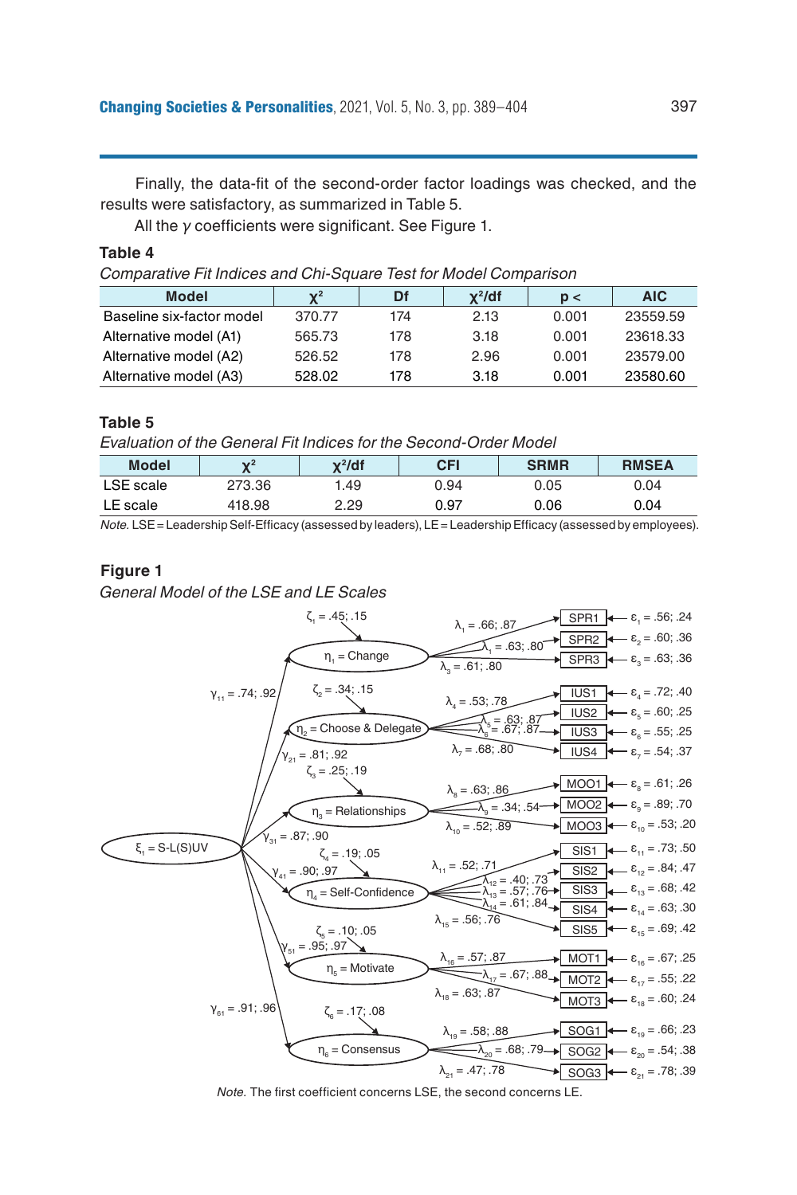Finally, the data-fit of the second-order factor loadings was checked, and the results were satisfactory, as summarized in Table 5.

All the $\gamma$ coefficients were significant. See Figure 1.

**Table 4**

*Comparative Fit Indices and Chi-Square Test for Model Comparison*

| Model | $\chi^2$ | Df | $\chi^2$/df | p < | AIC |
|---|---|---|---|---|---|
| Baseline six-factor model | 370.77 | 174 | 2.13 | 0.001 | 23559.59 |
| Alternative model (A1) | 565.73 | 178 | 3.18 | 0.001 | 23618.33 |
| Alternative model (A2) | 526.52 | 178 | 2.96 | 0.001 | 23579.00 |
| Alternative model (A3) | 528.02 | 178 | 3.18 | 0.001 | 23580.60 |

**Table 5**

*Evaluation of the General Fit Indices for the Second-Order Model*

| Model | $\chi^2$ | $\chi^2$/df | CFI | SRMR | RMSEA |
|---|---|---|---|---|---|
| LSE scale | 273.36 | 1.49 | 0.94 | 0.05 | 0.04 |
| LE scale | 418.98 | 2.29 | 0.97 | 0.06 | 0.04 |

*Note.* LSE = Leadership Self-Efficacy (assessed by leaders), LE = Leadership Efficacy (assessed by employees).

**Figure 1**

*General Model of the LSE and LE Scales*

*Note.* The first coefficient concerns LSE, the second concerns LE.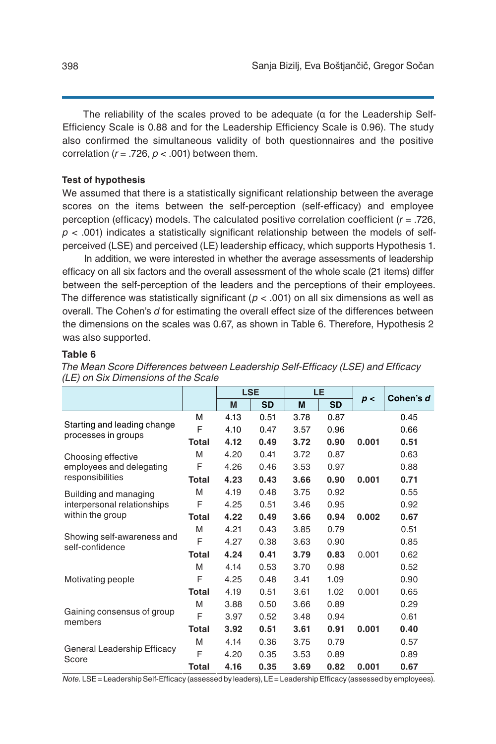The reliability of the scales proved to be adequate (α for the Leadership Self-Efficiency Scale is 0.88 and for the Leadership Efficiency Scale is 0.96). The study also confirmed the simultaneous validity of both questionnaires and the positive correlation ($r = .726$, $p < .001$) between them.

**Test of hypothesis**

We assumed that there is a statistically significant relationship between the average scores on the items between the self-perception (self-efficacy) and employee perception (efficacy) models. The calculated positive correlation coefficient ($r = .726$, $p < .001$) indicates a statistically significant relationship between the models of self-perceived (LSE) and perceived (LE) leadership efficacy, which supports Hypothesis 1.

In addition, we were interested in whether the average assessments of leadership efficacy on all six factors and the overall assessment of the whole scale (21 items) differ between the self-perception of the leaders and the perceptions of their employees. The difference was statistically significant ($p < .001$) on all six dimensions as well as overall. The Cohen's *d* for estimating the overall effect size of the differences between the dimensions on the scales was 0.67, as shown in Table 6. Therefore, Hypothesis 2 was also supported.

**Table 6**

*The Mean Score Differences between Leadership Self-Efficacy (LSE) and Efficacy (LE) on Six Dimensions of the Scale*

| | | LSE | | LE | | *p* < | Cohen's *d* |
|---|---|---|---|---|---|---|---|
| | | **M** | **SD** | **M** | **SD** | | |
| Starting and leading change processes in groups | M | 4.13 | 0.51 | 3.78 | 0.87 | | 0.45 |
| | F | 4.10 | 0.47 | 3.57 | 0.96 | | 0.66 |
| | **Total** | **4.12** | **0.49** | **3.72** | **0.90** | **0.001** | **0.51** |
| Choosing effective employees and delegating responsibilities | M | 4.20 | 0.41 | 3.72 | 0.87 | | 0.63 |
| | F | 4.26 | 0.46 | 3.53 | 0.97 | | 0.88 |
| | **Total** | **4.23** | **0.43** | **3.66** | **0.90** | **0.001** | **0.71** |
| Building and managing interpersonal relationships within the group | M | 4.19 | 0.48 | 3.75 | 0.92 | | 0.55 |
| | F | 4.25 | 0.51 | 3.46 | 0.95 | | 0.92 |
| | **Total** | **4.22** | **0.49** | **3.66** | **0.94** | **0.002** | **0.67** |
| Showing self-awareness and self-confidence | M | 4.21 | 0.43 | 3.85 | 0.79 | | 0.51 |
| | F | 4.27 | 0.38 | 3.63 | 0.90 | | 0.85 |
| | **Total** | **4.24** | **0.41** | **3.79** | **0.83** | 0.001 | 0.62 |
| Motivating people | M | 4.14 | 0.53 | 3.70 | 0.98 | | 0.52 |
| | F | 4.25 | 0.48 | 3.41 | 1.09 | | 0.90 |
| | **Total** | 4.19 | 0.51 | 3.61 | 1.02 | 0.001 | 0.65 |
| Gaining consensus of group members | M | 3.88 | 0.50 | 3.66 | 0.89 | | 0.29 |
| | F | 3.97 | 0.52 | 3.48 | 0.94 | | 0.61 |
| | **Total** | **3.92** | **0.51** | **3.61** | **0.91** | **0.001** | **0.40** |
| General Leadership Efficacy Score | M | 4.14 | 0.36 | 3.75 | 0.79 | | 0.57 |
| | F | 4.20 | 0.35 | 3.53 | 0.89 | | 0.89 |
| | **Total** | **4.16** | **0.35** | **3.69** | **0.82** | **0.001** | **0.67** |

*Note.* LSE = Leadership Self-Efficacy (assessed by leaders), LE = Leadership Efficacy (assessed by employees).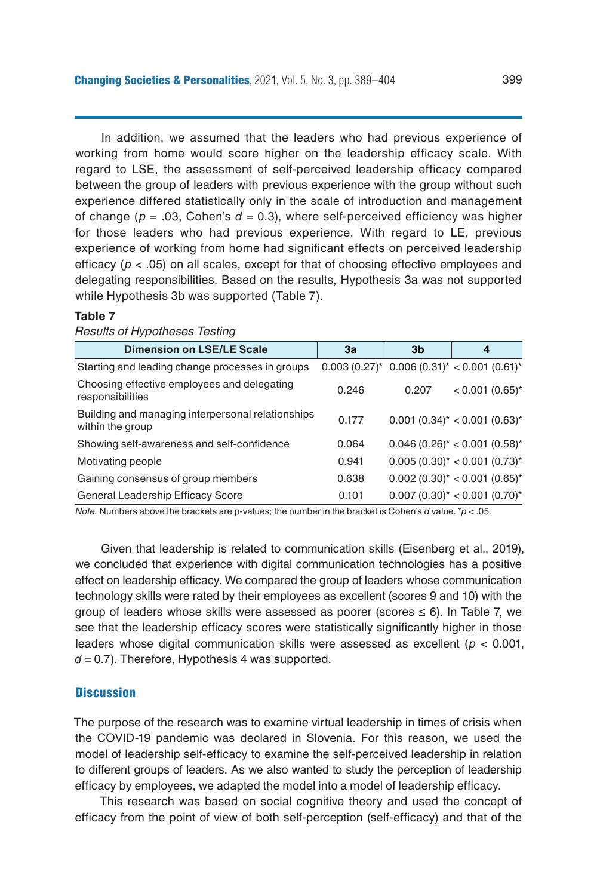In addition, we assumed that the leaders who had previous experience of working from home would score higher on the leadership efficacy scale. With regard to LSE, the assessment of self-perceived leadership efficacy compared between the group of leaders with previous experience with the group without such experience differed statistically only in the scale of introduction and management of change ($p$ = .03, Cohen's $d$ = 0.3), where self-perceived efficiency was higher for those leaders who had previous experience. With regard to LE, previous experience of working from home had significant effects on perceived leadership efficacy ($p$ < .05) on all scales, except for that of choosing effective employees and delegating responsibilities. Based on the results, Hypothesis 3a was not supported while Hypothesis 3b was supported (Table 7).

**Table 7**

*Results of Hypotheses Testing*

| Dimension on LSE/LE Scale | 3a | 3b | 4 |
|---|---|---|---|
| Starting and leading change processes in groups | 0.003 (0.27)* | 0.006 (0.31)* | < 0.001 (0.61)* |
| Choosing effective employees and delegating responsibilities | 0.246 | 0.207 | < 0.001 (0.65)* |
| Building and managing interpersonal relationships within the group | 0.177 | 0.001 (0.34)* | < 0.001 (0.63)* |
| Showing self-awareness and self-confidence | 0.064 | 0.046 (0.26)* | < 0.001 (0.58)* |
| Motivating people | 0.941 | 0.005 (0.30)* | < 0.001 (0.73)* |
| Gaining consensus of group members | 0.638 | 0.002 (0.30)* | < 0.001 (0.65)* |
| General Leadership Efficacy Score | 0.101 | 0.007 (0.30)* | < 0.001 (0.70)* |

*Note.* Numbers above the brackets are p-values; the number in the bracket is Cohen's $d$ value. *$p$ < .05.

Given that leadership is related to communication skills (Eisenberg et al., 2019), we concluded that experience with digital communication technologies has a positive effect on leadership efficacy. We compared the group of leaders whose communication technology skills were rated by their employees as excellent (scores 9 and 10) with the group of leaders whose skills were assessed as poorer (scores ≤ 6). In Table 7, we see that the leadership efficacy scores were statistically significantly higher in those leaders whose digital communication skills were assessed as excellent ($p$ < 0.001, $d$ = 0.7). Therefore, Hypothesis 4 was supported.

## Discussion

The purpose of the research was to examine virtual leadership in times of crisis when the COVID-19 pandemic was declared in Slovenia. For this reason, we used the model of leadership self-efficacy to examine the self-perceived leadership in relation to different groups of leaders. As we also wanted to study the perception of leadership efficacy by employees, we adapted the model into a model of leadership efficacy.

This research was based on social cognitive theory and used the concept of efficacy from the point of view of both self-perception (self-efficacy) and that of the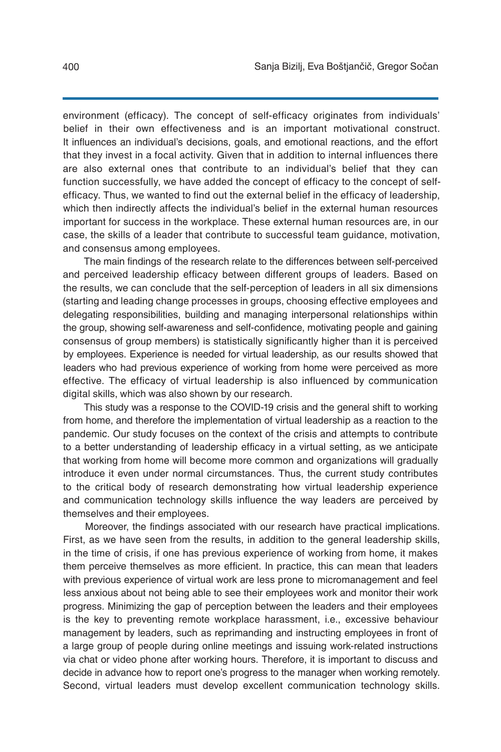environment (efficacy). The concept of self-efficacy originates from individuals' belief in their own effectiveness and is an important motivational construct. It influences an individual's decisions, goals, and emotional reactions, and the effort that they invest in a focal activity. Given that in addition to internal influences there are also external ones that contribute to an individual's belief that they can function successfully, we have added the concept of efficacy to the concept of self-efficacy. Thus, we wanted to find out the external belief in the efficacy of leadership, which then indirectly affects the individual's belief in the external human resources important for success in the workplace. These external human resources are, in our case, the skills of a leader that contribute to successful team guidance, motivation, and consensus among employees.

The main findings of the research relate to the differences between self-perceived and perceived leadership efficacy between different groups of leaders. Based on the results, we can conclude that the self-perception of leaders in all six dimensions (starting and leading change processes in groups, choosing effective employees and delegating responsibilities, building and managing interpersonal relationships within the group, showing self-awareness and self-confidence, motivating people and gaining consensus of group members) is statistically significantly higher than it is perceived by employees. Experience is needed for virtual leadership, as our results showed that leaders who had previous experience of working from home were perceived as more effective. The efficacy of virtual leadership is also influenced by communication digital skills, which was also shown by our research.

This study was a response to the COVID-19 crisis and the general shift to working from home, and therefore the implementation of virtual leadership as a reaction to the pandemic. Our study focuses on the context of the crisis and attempts to contribute to a better understanding of leadership efficacy in a virtual setting, as we anticipate that working from home will become more common and organizations will gradually introduce it even under normal circumstances. Thus, the current study contributes to the critical body of research demonstrating how virtual leadership experience and communication technology skills influence the way leaders are perceived by themselves and their employees.

Moreover, the findings associated with our research have practical implications. First, as we have seen from the results, in addition to the general leadership skills, in the time of crisis, if one has previous experience of working from home, it makes them perceive themselves as more efficient. In practice, this can mean that leaders with previous experience of virtual work are less prone to micromanagement and feel less anxious about not being able to see their employees work and monitor their work progress. Minimizing the gap of perception between the leaders and their employees is the key to preventing remote workplace harassment, i.e., excessive behaviour management by leaders, such as reprimanding and instructing employees in front of a large group of people during online meetings and issuing work-related instructions via chat or video phone after working hours. Therefore, it is important to discuss and decide in advance how to report one's progress to the manager when working remotely. Second, virtual leaders must develop excellent communication technology skills.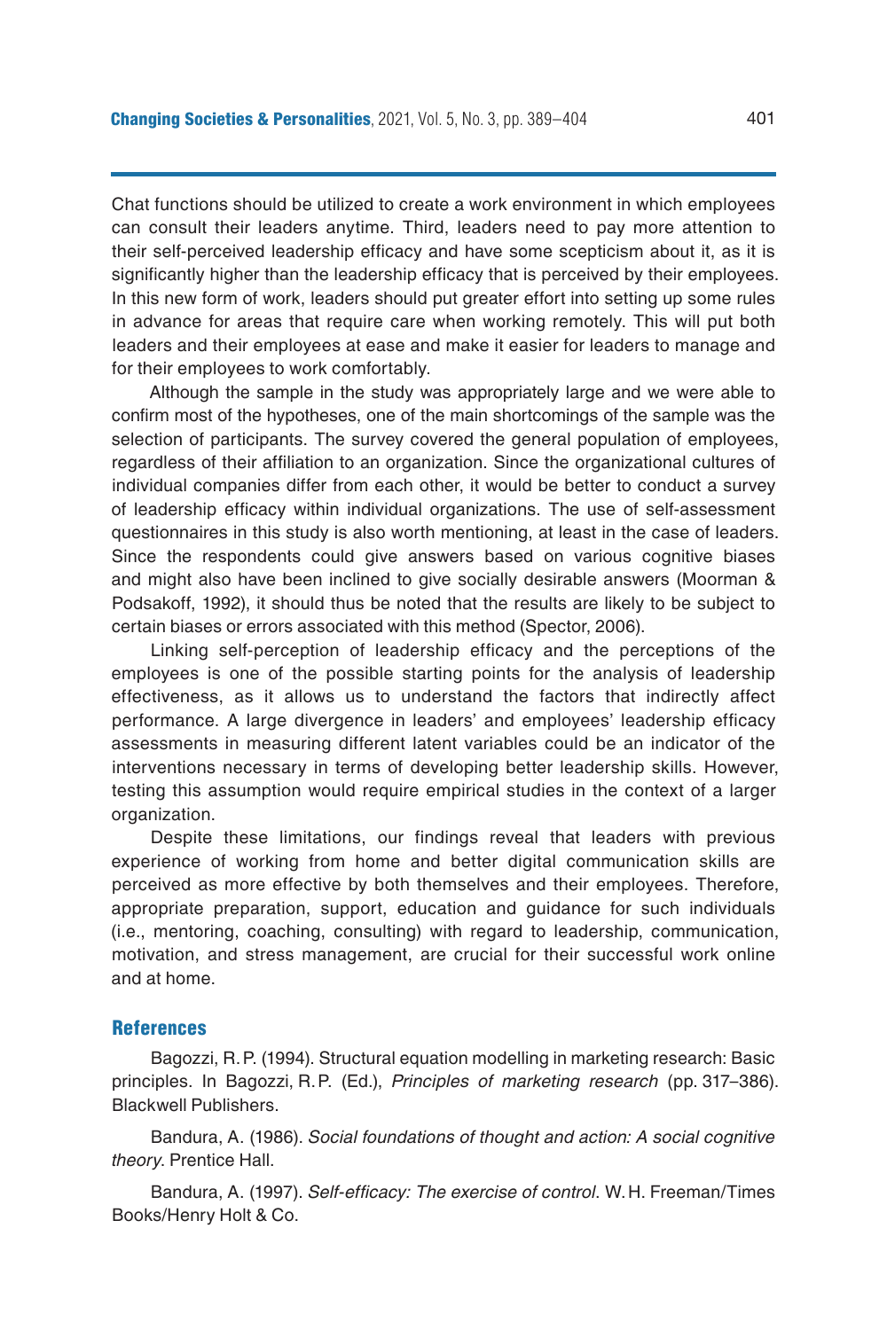Chat functions should be utilized to create a work environment in which employees can consult their leaders anytime. Third, leaders need to pay more attention to their self-perceived leadership efficacy and have some scepticism about it, as it is significantly higher than the leadership efficacy that is perceived by their employees. In this new form of work, leaders should put greater effort into setting up some rules in advance for areas that require care when working remotely. This will put both leaders and their employees at ease and make it easier for leaders to manage and for their employees to work comfortably.

Although the sample in the study was appropriately large and we were able to confirm most of the hypotheses, one of the main shortcomings of the sample was the selection of participants. The survey covered the general population of employees, regardless of their affiliation to an organization. Since the organizational cultures of individual companies differ from each other, it would be better to conduct a survey of leadership efficacy within individual organizations. The use of self-assessment questionnaires in this study is also worth mentioning, at least in the case of leaders. Since the respondents could give answers based on various cognitive biases and might also have been inclined to give socially desirable answers (Moorman & Podsakoff, 1992), it should thus be noted that the results are likely to be subject to certain biases or errors associated with this method (Spector, 2006).

Linking self-perception of leadership efficacy and the perceptions of the employees is one of the possible starting points for the analysis of leadership effectiveness, as it allows us to understand the factors that indirectly affect performance. A large divergence in leaders' and employees' leadership efficacy assessments in measuring different latent variables could be an indicator of the interventions necessary in terms of developing better leadership skills. However, testing this assumption would require empirical studies in the context of a larger organization.

Despite these limitations, our findings reveal that leaders with previous experience of working from home and better digital communication skills are perceived as more effective by both themselves and their employees. Therefore, appropriate preparation, support, education and guidance for such individuals (i.e., mentoring, coaching, consulting) with regard to leadership, communication, motivation, and stress management, are crucial for their successful work online and at home.

## References

Bagozzi, R. P. (1994). Structural equation modelling in marketing research: Basic principles. In Bagozzi, R. P. (Ed.), *Principles of marketing research* (pp. 317–386). Blackwell Publishers.

Bandura, A. (1986). *Social foundations of thought and action: A social cognitive theory*. Prentice Hall.

Bandura, A. (1997). *Self-efficacy: The exercise of control*. W. H. Freeman/Times Books/Henry Holt & Co.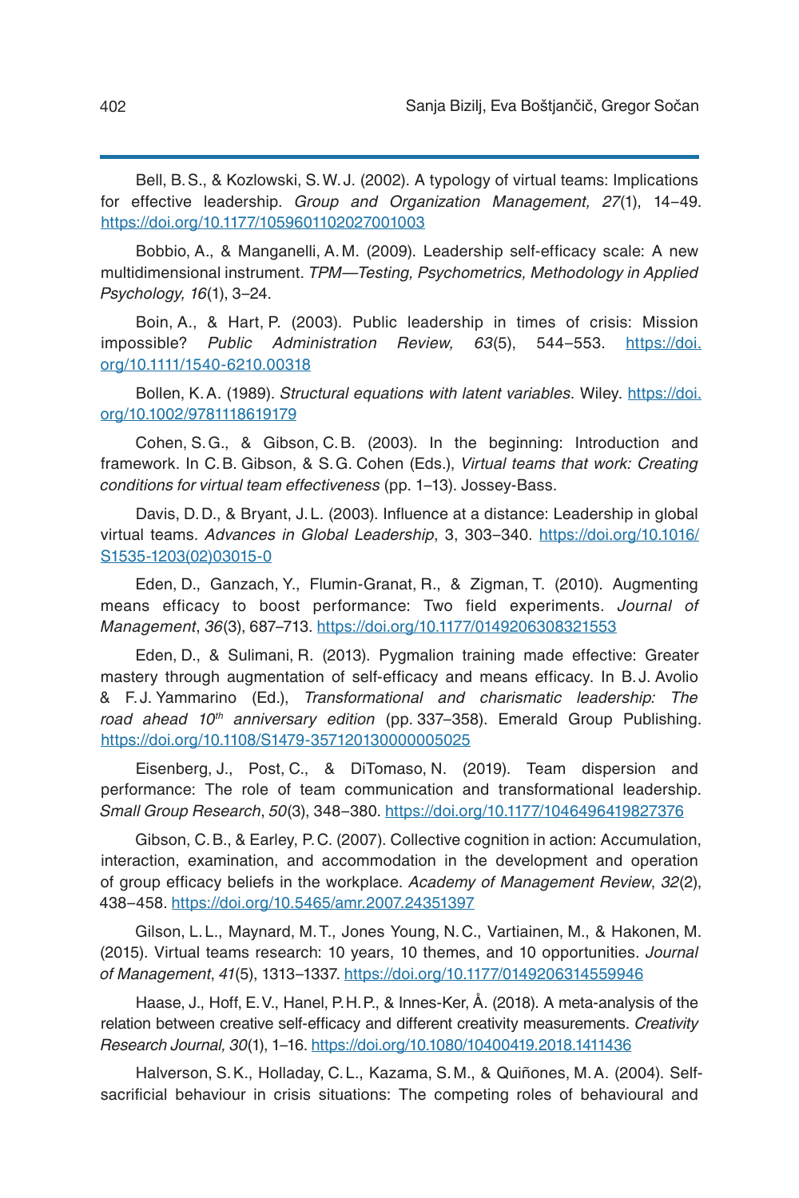Bell, B. S., & Kozlowski, S. W. J. (2002). A typology of virtual teams: Implications for effective leadership. *Group and Organization Management, 27*(1), 14–49. https://doi.org/10.1177/1059601102027001003

Bobbio, A., & Manganelli, A. M. (2009). Leadership self-efficacy scale: A new multidimensional instrument. *TPM—Testing, Psychometrics, Methodology in Applied Psychology, 16*(1), 3–24.

Boin, A., & Hart, P. (2003). Public leadership in times of crisis: Mission impossible? *Public Administration Review, 63*(5), 544–553. https://doi.org/10.1111/1540-6210.00318

Bollen, K. A. (1989). *Structural equations with latent variables*. Wiley. https://doi.org/10.1002/9781118619179

Cohen, S. G., & Gibson, C. B. (2003). In the beginning: Introduction and framework. In C. B. Gibson, & S. G. Cohen (Eds.), *Virtual teams that work: Creating conditions for virtual team effectiveness* (pp. 1–13). Jossey-Bass.

Davis, D. D., & Bryant, J. L. (2003). Influence at a distance: Leadership in global virtual teams. *Advances in Global Leadership*, 3, 303–340. https://doi.org/10.1016/S1535-1203(02)03015-0

Eden, D., Ganzach, Y., Flumin-Granat, R., & Zigman, T. (2010). Augmenting means efficacy to boost performance: Two field experiments. *Journal of Management*, *36*(3), 687–713. https://doi.org/10.1177/0149206308321553

Eden, D., & Sulimani, R. (2013). Pygmalion training made effective: Greater mastery through augmentation of self-efficacy and means efficacy. In B. J. Avolio & F. J. Yammarino (Ed.), *Transformational and charismatic leadership: The road ahead 10th anniversary edition* (pp. 337–358). Emerald Group Publishing. https://doi.org/10.1108/S1479-357120130000005025

Eisenberg, J., Post, C., & DiTomaso, N. (2019). Team dispersion and performance: The role of team communication and transformational leadership. *Small Group Research*, *50*(3), 348–380. https://doi.org/10.1177/1046496419827376

Gibson, C. B., & Earley, P. C. (2007). Collective cognition in action: Accumulation, interaction, examination, and accommodation in the development and operation of group efficacy beliefs in the workplace. *Academy of Management Review*, *32*(2), 438–458. https://doi.org/10.5465/amr.2007.24351397

Gilson, L. L., Maynard, M. T., Jones Young, N. C., Vartiainen, M., & Hakonen, M. (2015). Virtual teams research: 10 years, 10 themes, and 10 opportunities. *Journal of Management*, *41*(5), 1313–1337. https://doi.org/10.1177/0149206314559946

Haase, J., Hoff, E. V., Hanel, P. H. P., & Innes-Ker, Å. (2018). A meta-analysis of the relation between creative self-efficacy and different creativity measurements. *Creativity Research Journal, 30*(1), 1–16. https://doi.org/10.1080/10400419.2018.1411436

Halverson, S. K., Holladay, C. L., Kazama, S. M., & Quiñones, M. A. (2004). Self-sacrificial behaviour in crisis situations: The competing roles of behavioural and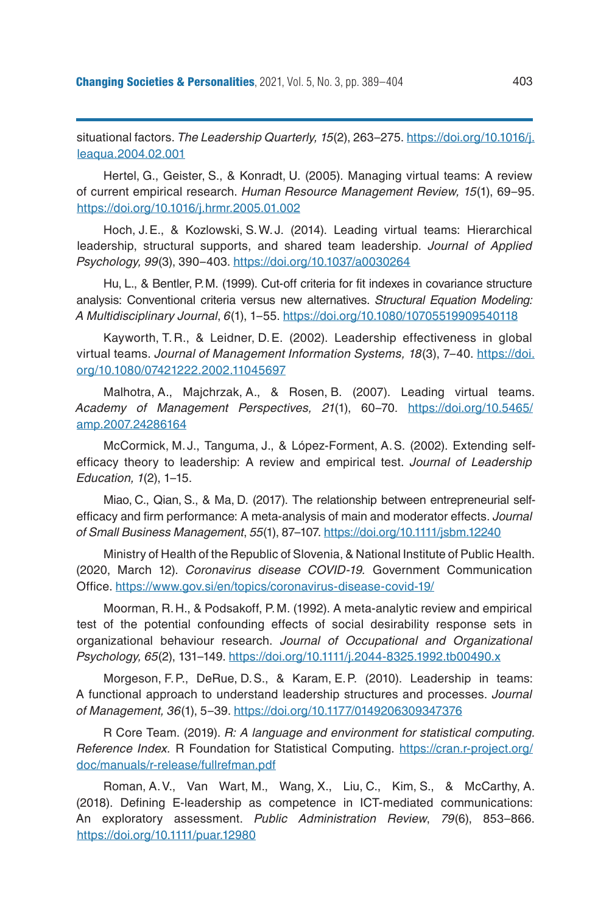situational factors. *The Leadership Quarterly, 15*(2), 263–275. https://doi.org/10.1016/j.leaqua.2004.02.001

Hertel, G., Geister, S., & Konradt, U. (2005). Managing virtual teams: A review of current empirical research. *Human Resource Management Review, 15*(1), 69–95. https://doi.org/10.1016/j.hrmr.2005.01.002

Hoch, J.E., & Kozlowski, S.W.J. (2014). Leading virtual teams: Hierarchical leadership, structural supports, and shared team leadership. *Journal of Applied Psychology, 99*(3), 390–403. https://doi.org/10.1037/a0030264

Hu, L., & Bentler, P.M. (1999). Cut-off criteria for fit indexes in covariance structure analysis: Conventional criteria versus new alternatives. *Structural Equation Modeling: A Multidisciplinary Journal*, *6*(1), 1–55. https://doi.org/10.1080/10705519909540118

Kayworth, T.R., & Leidner, D.E. (2002). Leadership effectiveness in global virtual teams. *Journal of Management Information Systems, 18*(3), 7–40. https://doi.org/10.1080/07421222.2002.11045697

Malhotra, A., Majchrzak, A., & Rosen, B. (2007). Leading virtual teams. *Academy of Management Perspectives, 21*(1), 60–70. https://doi.org/10.5465/amp.2007.24286164

McCormick, M.J., Tanguma, J., & López-Forment, A.S. (2002). Extending self-efficacy theory to leadership: A review and empirical test. *Journal of Leadership Education, 1*(2), 1–15.

Miao, C., Qian, S., & Ma, D. (2017). The relationship between entrepreneurial self-efficacy and firm performance: A meta-analysis of main and moderator effects. *Journal of Small Business Management*, *55*(1), 87–107. https://doi.org/10.1111/jsbm.12240

Ministry of Health of the Republic of Slovenia, & National Institute of Public Health. (2020, March 12). *Coronavirus disease COVID-19.* Government Communication Office. https://www.gov.si/en/topics/coronavirus-disease-covid-19/

Moorman, R.H., & Podsakoff, P.M. (1992). A meta-analytic review and empirical test of the potential confounding effects of social desirability response sets in organizational behaviour research. *Journal of Occupational and Organizational Psychology, 65*(2), 131–149. https://doi.org/10.1111/j.2044-8325.1992.tb00490.x

Morgeson, F.P., DeRue, D.S., & Karam, E.P. (2010). Leadership in teams: A functional approach to understand leadership structures and processes. *Journal of Management, 36*(1), 5–39. https://doi.org/10.1177/0149206309347376

R Core Team. (2019). *R: A language and environment for statistical computing. Reference Index.* R Foundation for Statistical Computing. https://cran.r-project.org/doc/manuals/r-release/fullrefman.pdf

Roman, A.V., Van Wart, M., Wang, X., Liu, C., Kim, S., & McCarthy, A. (2018). Defining E-leadership as competence in ICT-mediated communications: An exploratory assessment. *Public Administration Review*, *79*(6), 853–866. https://doi.org/10.1111/puar.12980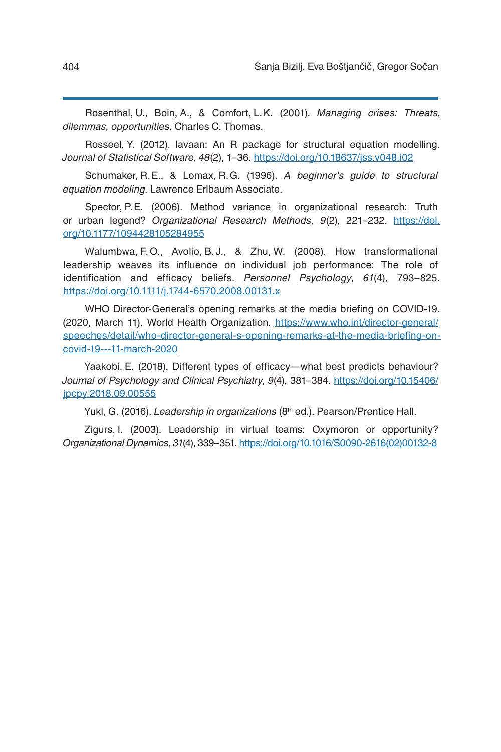Rosenthal, U., Boin, A., & Comfort, L.K. (2001). *Managing crises: Threats, dilemmas, opportunities*. Charles C. Thomas.

Rosseel, Y. (2012). lavaan: An R package for structural equation modelling. *Journal of Statistical Software*, *48*(2), 1–36. https://doi.org/10.18637/jss.v048.i02

Schumaker, R.E., & Lomax, R.G. (1996). *A beginner's guide to structural equation modeling*. Lawrence Erlbaum Associate.

Spector, P.E. (2006). Method variance in organizational research: Truth or urban legend? *Organizational Research Methods, 9*(2), 221–232. https://doi.org/10.1177/1094428105284955

Walumbwa, F.O., Avolio, B.J., & Zhu, W. (2008). How transformational leadership weaves its influence on individual job performance: The role of identification and efficacy beliefs. *Personnel Psychology*, *61*(4), 793–825. https://doi.org/10.1111/j.1744-6570.2008.00131.x

WHO Director-General's opening remarks at the media briefing on COVID-19. (2020, March 11). World Health Organization. https://www.who.int/director-general/speeches/detail/who-director-general-s-opening-remarks-at-the-media-briefing-on-covid-19---11-march-2020

Yaakobi, E. (2018). Different types of efficacy—what best predicts behaviour? *Journal of Psychology and Clinical Psychiatry*, *9*(4), 381–384. https://doi.org/10.15406/jpcpy.2018.09.00555

Yukl, G. (2016). *Leadership in organizations* (8th ed.). Pearson/Prentice Hall.

Zigurs, I. (2003). Leadership in virtual teams: Oxymoron or opportunity? *Organizational Dynamics*, *31*(4), 339–351. https://doi.org/10.1016/S0090-2616(02)00132-8